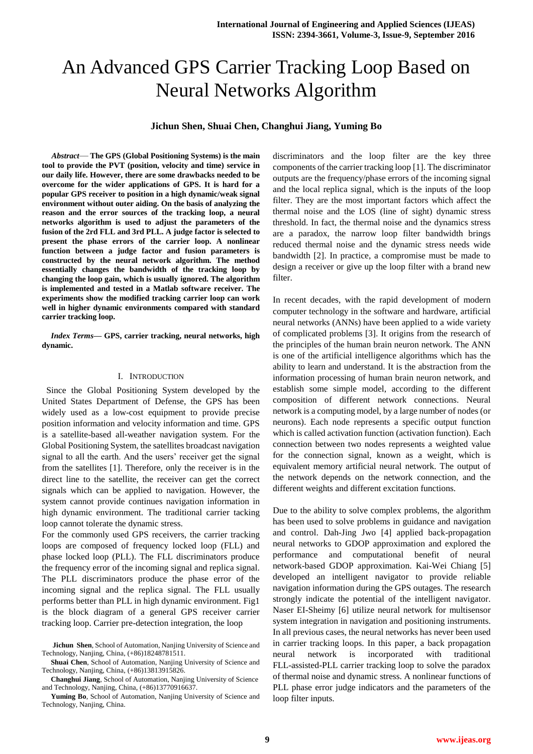# An Advanced GPS Carrier Tracking Loop Based on Neural Networks Algorithm

**Jichun Shen, Shuai Chen, Changhui Jiang, Yuming Bo**

***Abstract*— The GPS (Global Positioning Systems) is the main tool to provide the PVT (position, velocity and time) service in our daily life. However, there are some drawbacks needed to be overcome for the wider applications of GPS. It is hard for a popular GPS receiver to position in a high dynamic/weak signal environment without outer aiding. On the basis of analyzing the reason and the error sources of the tracking loop, a neural networks algorithm is used to adjust the parameters of the fusion of the 2rd FLL and 3rd PLL. A judge factor is selected to present the phase errors of the carrier loop. A nonlinear function between a judge factor and fusion parameters is constructed by the neural network algorithm. The method essentially changes the bandwidth of the tracking loop by changing the loop gain, which is usually ignored. The algorithm is implemented and tested in a Matlab software receiver. The experiments show the modified tracking carrier loop can work well in higher dynamic environments compared with standard carrier tracking loop.**

***Index Terms*— GPS, carrier tracking, neural networks, high dynamic.**

Jichun Shen, School of Automation, Nanjing University of Science and Technology, Nanjing, China, (+86)18248781511.

Shuai Chen, School of Automation, Nanjing University of Science and Technology, Nanjing, China, (+86)13813915826.

Changhui Jiang, School of Automation, Nanjing University of Science and Technology, Nanjing, China, (+86)13770916637.

Yuming Bo, School of Automation, Nanjing University of Science and Technology, Nanjing, China.

## I. INTRODUCTION

Since the Global Positioning System developed by the United States Department of Defense, the GPS has been widely used as a low-cost equipment to provide precise position information and velocity information and time. GPS is a satellite-based all-weather navigation system. For the Global Positioning System, the satellites broadcast navigation signal to all the earth. And the users' receiver get the signal from the satellites [1]. Therefore, only the receiver is in the direct line to the satellite, the receiver can get the correct signals which can be applied to navigation. However, the system cannot provide continues navigation information in high dynamic environment. The traditional carrier tacking loop cannot tolerate the dynamic stress.

For the commonly used GPS receivers, the carrier tracking loops are composed of frequency locked loop (FLL) and phase locked loop (PLL). The FLL discriminators produce the frequency error of the incoming signal and replica signal. The PLL discriminators produce the phase error of the incoming signal and the replica signal. The FLL usually performs better than PLL in high dynamic environment. Fig1 is the block diagram of a general GPS receiver carrier tracking loop. Carrier pre-detection integration, the loop discriminators and the loop filter are the key three components of the carrier tracking loop [1]. The discriminator outputs are the frequency/phase errors of the incoming signal and the local replica signal, which is the inputs of the loop filter. They are the most important factors which affect the thermal noise and the LOS (line of sight) dynamic stress threshold. In fact, the thermal noise and the dynamics stress are a paradox, the narrow loop filter bandwidth brings reduced thermal noise and the dynamic stress needs wide bandwidth [2]. In practice, a compromise must be made to design a receiver or give up the loop filter with a brand new filter.

In recent decades, with the rapid development of modern computer technology in the software and hardware, artificial neural networks (ANNs) have been applied to a wide variety of complicated problems [3]. It origins from the research of the principles of the human brain neuron network. The ANN is one of the artificial intelligence algorithms which has the ability to learn and understand. It is the abstraction from the information processing of human brain neuron network, and establish some simple model, according to the different composition of different network connections. Neural network is a computing model, by a large number of nodes (or neurons). Each node represents a specific output function which is called activation function (activation function). Each connection between two nodes represents a weighted value for the connection signal, known as a weight, which is equivalent memory artificial neural network. The output of the network depends on the network connection, and the different weights and different excitation functions.

Due to the ability to solve complex problems, the algorithm has been used to solve problems in guidance and navigation and control. Dah-Jing Jwo [4] applied back-propagation neural networks to GDOP approximation and explored the performance and computational benefit of neural network-based GDOP approximation. Kai-Wei Chiang [5] developed an intelligent navigator to provide reliable navigation information during the GPS outages. The research strongly indicate the potential of the intelligent navigator. Naser EI-Sheimy [6] utilize neural network for multisensor system integration in navigation and positioning instruments. In all previous cases, the neural networks has never been used in carrier tracking loops. In this paper, a back propagation neural network is incorporated with traditional FLL-assisted-PLL carrier tracking loop to solve the paradox of thermal noise and dynamic stress. A nonlinear functions of PLL phase error judge indicators and the parameters of the loop filter inputs.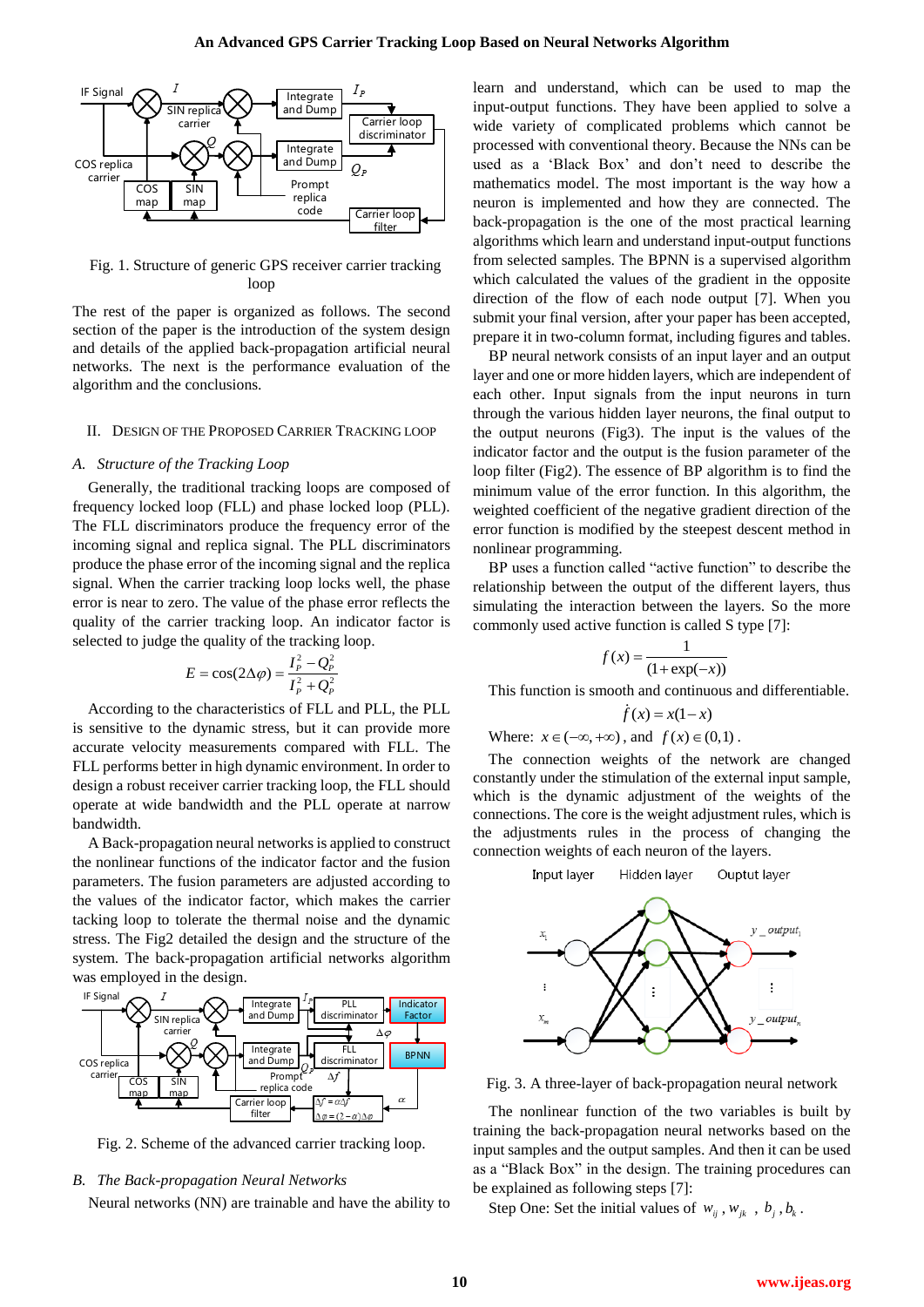Fig. 1. Structure of generic GPS receiver carrier tracking loop

The rest of the paper is organized as follows. The second section of the paper is the introduction of the system design and details of the applied back-propagation artificial neural networks. The next is the performance evaluation of the algorithm and the conclusions.

## II. Design of the Proposed Carrier Tracking Loop

### A. Structure of the Tracking Loop

Generally, the traditional tracking loops are composed of frequency locked loop (FLL) and phase locked loop (PLL). The FLL discriminators produce the frequency error of the incoming signal and replica signal. The PLL discriminators produce the phase error of the incoming signal and the replica signal. When the carrier tracking loop locks well, the phase error is near to zero. The value of the phase error reflects the quality of the carrier tracking loop. An indicator factor is selected to judge the quality of the tracking loop.

$$E = \cos(2\Delta\varphi) = \frac{I_P^2 - Q_P^2}{I_P^2 + Q_P^2}$$

According to the characteristics of FLL and PLL, the PLL is sensitive to the dynamic stress, but it can provide more accurate velocity measurements compared with FLL. The FLL performs better in high dynamic environment. In order to design a robust receiver carrier tracking loop, the FLL should operate at wide bandwidth and the PLL operate at narrow bandwidth.

A Back-propagation neural networks is applied to construct the nonlinear functions of the indicator factor and the fusion parameters. The fusion parameters are adjusted according to the values of the indicator factor, which makes the carrier tacking loop to tolerate the thermal noise and the dynamic stress. The Fig2 detailed the design and the structure of the system. The back-propagation artificial networks algorithm was employed in the design.

Fig. 2. Scheme of the advanced carrier tracking loop.

### B. The Back-propagation Neural Networks

Neural networks (NN) are trainable and have the ability to learn and understand, which can be used to map the input-output functions. They have been applied to solve a wide variety of complicated problems which cannot be processed with conventional theory. Because the NNs can be used as a 'Black Box' and don't need to describe the mathematics model. The most important is the way how a neuron is implemented and how they are connected. The back-propagation is the one of the most practical learning algorithms which learn and understand input-output functions from selected samples. The BPNN is a supervised algorithm which calculated the values of the gradient in the opposite direction of the flow of each node output [7]. When you submit your final version, after your paper has been accepted, prepare it in two-column format, including figures and tables.

BP neural network consists of an input layer and an output layer and one or more hidden layers, which are independent of each other. Input signals from the input neurons in turn through the various hidden layer neurons, the final output to the output neurons (Fig3). The input is the values of the indicator factor and the output is the fusion parameter of the loop filter (Fig2). The essence of BP algorithm is to find the minimum value of the error function. In this algorithm, the weighted coefficient of the negative gradient direction of the error function is modified by the steepest descent method in nonlinear programming.

BP uses a function called "active function" to describe the relationship between the output of the different layers, thus simulating the interaction between the layers. So the more commonly used active function is called S type [7]:

$$f(x) = \frac{1}{(1+\exp(-x))}$$

This function is smooth and continuous and differentiable.

$$\dot{f}(x) = x(1-x)$$

Where: $x \in (-\infty, +\infty)$, and $f(x) \in (0,1)$.

The connection weights of the network are changed constantly under the stimulation of the external input sample, which is the dynamic adjustment of the weights of the connections. The core is the weight adjustment rules, which is the adjustments rules in the process of changing the connection weights of each neuron of the layers.

Fig. 3. A three-layer of back-propagation neural network

The nonlinear function of the two variables is built by training the back-propagation neural networks based on the input samples and the output samples. And then it can be used as a "Black Box" in the design. The training procedures can be explained as following steps [7]:

Step One: Set the initial values of $w_{ij}$, $w_{jk}$, $b_j$, $b_k$.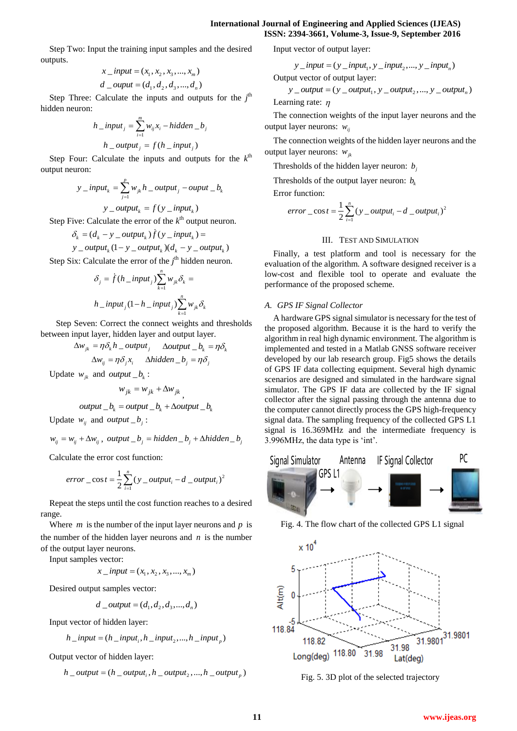Step Two: Input the training input samples and the desired outputs.

$$x\_input = (x_1, x_2, x_3, ..., x_m)$$

$$d\_ouput = (d_1, d_2, d_3, ..., d_n)$$

Step Three: Calculate the inputs and outputs for the $j^{th}$ hidden neuron:

$$h\_input_j = \sum_{i=1}^{m} w_{ij} x_i - hidden\_b_j$$

$$h\_output_j = f(h\_input_j)$$

Step Four: Calculate the inputs and outputs for the $k^{th}$ output neuron:

$$y\_input_k = \sum_{j=1}^{p} w_{jk} h\_output_j - ouput\_b_k$$

$$y\_output_k = f(y\_input_k)$$

Step Five: Calculate the error of the $k^{th}$ output neuron.

$$\delta_k = (d_k - y\_output_k)\dot{f}(y\_input_k) =$$
$$y\_output_k(1 - y\_output_k)(d_k - y\_output_k)$$

Step Six: Calculate the error of the $j^{th}$ hidden neuron.

$$\delta_j = \dot{f}(h\_input_j)\sum_{k=1}^{n} w_{jk}\delta_k =$$

$$h\_input_j(1 - h\_input_j)\sum_{k=1}^{n} w_{jk}\delta_k$$

Step Seven: Correct the connect weights and thresholds between input layer, hidden layer and output layer.

$$\Delta w_{jk} = \eta\delta_k h\_output_j \qquad \Delta output\_b_k = \eta\delta_k$$

$$\Delta w_{ij} = \eta\delta_j x_i \qquad \Delta hidden\_b_j = \eta\delta_j$$

Update $w_{jk}$ and $output\_b_k$ :

$$w_{jk} = w_{jk} + \Delta w_{jk},$$

$$output\_b_k = output\_b_k + \Delta output\_b_k$$

Update $w_{ij}$ and $output\_b_j$ :

$$w_{ij} = w_{ij} + \Delta w_{ij}, \; output\_b_j = hidden\_b_j + \Delta hidden\_b_j$$

Calculate the error cost function:

$$error\_cost = \frac{1}{2}\sum_{i=1}^{n}(y\_output_i - d\_output_i)^2$$

Repeat the steps until the cost function reaches to a desired range.

Where $m$ is the number of the input layer neurons and $p$ is the number of the hidden layer neurons and $n$ is the number of the output layer neurons.

Input samples vector:

$$x\_input = (x_1, x_2, x_3, ..., x_m)$$

Desired output samples vector:

$$d\_output = (d_1, d_2, d_3, ..., d_n)$$

Input vector of hidden layer:

$$h\_input = (h\_input_i, h\_input_2, ..., h\_input_p)$$

Output vector of hidden layer:

$$h\_output = (h\_output_i, h\_output_2, ..., h\_output_p)$$

Input vector of output layer:

$$y\_input = (y\_input_1, y\_input_2, ..., y\_input_n)$$

Output vector of output layer:

$$y\_output = (y\_output_1, y\_output_2, ..., y\_output_n)$$

Learning rate: $\eta$

The connection weights of the input layer neurons and the output layer neurons: $w_{ij}$

The connection weights of the hidden layer neurons and the output layer neurons: $w_{jk}$

Thresholds of the hidden layer neuron: $b_j$

Thresholds of the output layer neuron: $b_k$

Error function:

$$error\_cost = \frac{1}{2}\sum_{i=1}^{n}(y\_output_i - d\_output_i)^2$$

## III. Test and Simulation

Finally, a test platform and tool is necessary for the evaluation of the algorithm. A software designed receiver is a low-cost and flexible tool to operate and evaluate the performance of the proposed scheme.

### A. GPS IF Signal Collector

A hardware GPS signal simulator is necessary for the test of the proposed algorithm. Because it is the hard to verify the algorithm in real high dynamic environment. The algorithm is implemented and tested in a Matlab GNSS software receiver developed by our lab research group. Fig5 shows the details of GPS IF data collecting equipment. Several high dynamic scenarios are designed and simulated in the hardware signal simulator. The GPS IF data are collected by the IF signal collector after the signal passing through the antenna due to the computer cannot directly process the GPS high-frequency signal data. The sampling frequency of the collected GPS L1 signal is 16.369MHz and the intermediate frequency is 3.996MHz, the data type is 'int'.

Fig. 4. The flow chart of the collected GPS L1 signal

Fig. 5. 3D plot of the selected trajectory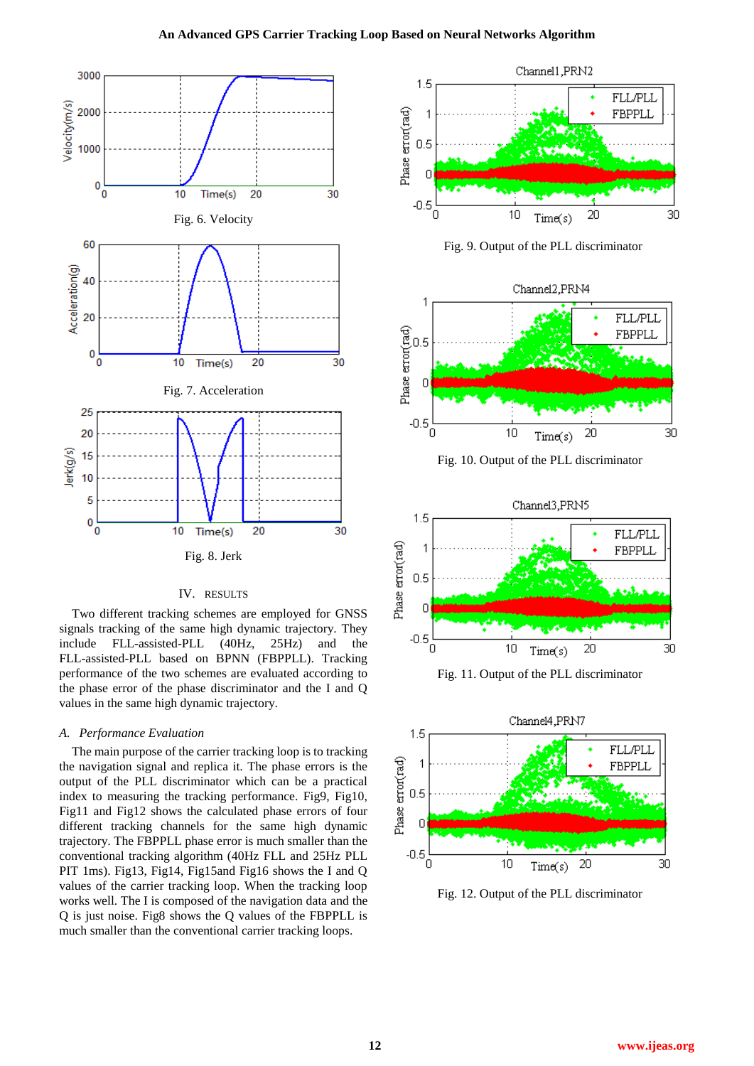Fig. 6. Velocity

Fig. 7. Acceleration

Fig. 8. Jerk

## IV. RESULTS

Two different tracking schemes are employed for GNSS signals tracking of the same high dynamic trajectory. They include FLL-assisted-PLL (40Hz, 25Hz) and the FLL-assisted-PLL based on BPNN (FBPPLL). Tracking performance of the two schemes are evaluated according to the phase error of the phase discriminator and the I and Q values in the same high dynamic trajectory.

### *A. Performance Evaluation*

The main purpose of the carrier tracking loop is to tracking the navigation signal and replica it. The phase errors is the output of the PLL discriminator which can be a practical index to measuring the tracking performance. Fig9, Fig10, Fig11 and Fig12 shows the calculated phase errors of four different tracking channels for the same high dynamic trajectory. The FBPPLL phase error is much smaller than the conventional tracking algorithm (40Hz FLL and 25Hz PLL PIT 1ms). Fig13, Fig14, Fig15and Fig16 shows the I and Q values of the carrier tracking loop. When the tracking loop works well. The I is composed of the navigation data and the Q is just noise. Fig8 shows the Q values of the FBPPLL is much smaller than the conventional carrier tracking loops.

Fig. 9. Output of the PLL discriminator

Fig. 10. Output of the PLL discriminator

Fig. 11. Output of the PLL discriminator

Fig. 12. Output of the PLL discriminator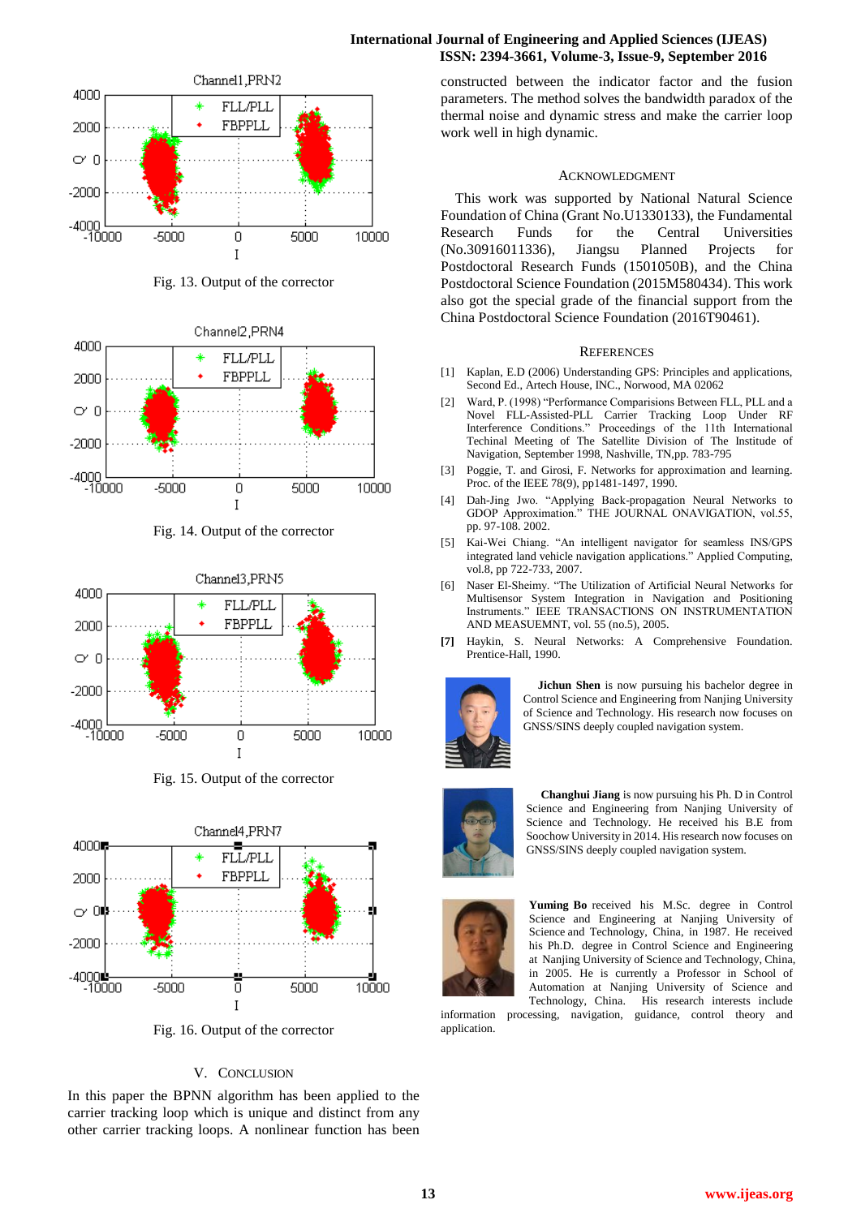Channel1,PRN2

4000
2000
Q 0
-2000
-4000
-10000 -5000 0 5000 10000
I

FLL/PLL
FBPPLL

Fig. 13. Output of the corrector

Channel2,PRN4

4000
2000
Q 0
-2000
-4000
-10000 -5000 0 5000 10000
I

FLL/PLL
FBPPLL

Fig. 14. Output of the corrector

Channel3,PRN5

4000
2000
Q 0
-2000
-4000
-10000 -5000 0 5000 10000
I

FLL/PLL
FBPPLL

Fig. 15. Output of the corrector

Channel4,PRN7

4000
2000
Q 0
-2000
-4000
-10000 -5000 0 5000 10000
I

FLL/PLL
FBPPLL

Fig. 16. Output of the corrector

## V. Conclusion

In this paper the BPNN algorithm has been applied to the carrier tracking loop which is unique and distinct from any other carrier tracking loops. A nonlinear function has been constructed between the indicator factor and the fusion parameters. The method solves the bandwidth paradox of the thermal noise and dynamic stress and make the carrier loop work well in high dynamic.

## Acknowledgment

This work was supported by National Natural Science Foundation of China (Grant No.U1330133), the Fundamental Research Funds for the Central Universities (No.30916011336), Jiangsu Planned Projects for Postdoctoral Research Funds (1501050B), and the China Postdoctoral Science Foundation (2015M580434). This work also got the special grade of the financial support from the China Postdoctoral Science Foundation (2016T90461).

## References

[1] Kaplan, E.D (2006) Understanding GPS: Principles and applications, Second Ed., Artech House, INC., Norwood, MA 02062

[2] Ward, P. (1998) "Performance Comparisions Between FLL, PLL and a Novel FLL-Assisted-PLL Carrier Tracking Loop Under RF Interference Conditions." Proceedings of the 11th International Techinal Meeting of The Satellite Division of The Institude of Navigation, September 1998, Nashville, TN,pp. 783-795

[3] Poggie, T. and Girosi, F. Networks for approximation and learning. Proc. of the IEEE 78(9), pp1481-1497, 1990.

[4] Dah-Jing Jwo. "Applying Back-propagation Neural Networks to GDOP Approximation." THE JOURNAL ONAVIGATION, vol.55, pp. 97-108. 2002.

[5] Kai-Wei Chiang. "An intelligent navigator for seamless INS/GPS integrated land vehicle navigation applications." Applied Computing, vol.8, pp 722-733, 2007.

[6] Naser El-Sheimy. "The Utilization of Artificial Neural Networks for Multisensor System Integration in Navigation and Positioning Instruments." IEEE TRANSACTIONS ON INSTRUMENTATION AND MEASUEMNT, vol. 55 (no.5), 2005.

**[7]** Haykin, S. Neural Networks: A Comprehensive Foundation. Prentice-Hall, 1990.

**Jichun Shen** is now pursuing his bachelor degree in Control Science and Engineering from Nanjing University of Science and Technology. His research now focuses on GNSS/SINS deeply coupled navigation system.

**Changhui Jiang** is now pursuing his Ph. D in Control Science and Engineering from Nanjing University of Science and Technology. He received his B.E from Soochow University in 2014. His research now focuses on GNSS/SINS deeply coupled navigation system.

**Yuming Bo** received his M.Sc. degree in Control Science and Engineering at Nanjing University of Science and Technology, China, in 1987. He received his Ph.D. degree in Control Science and Engineering at Nanjing University of Science and Technology, China, in 2005. He is currently a Professor in School of Automation at Nanjing University of Science and Technology, China. His research interests include information processing, navigation, guidance, control theory and application.